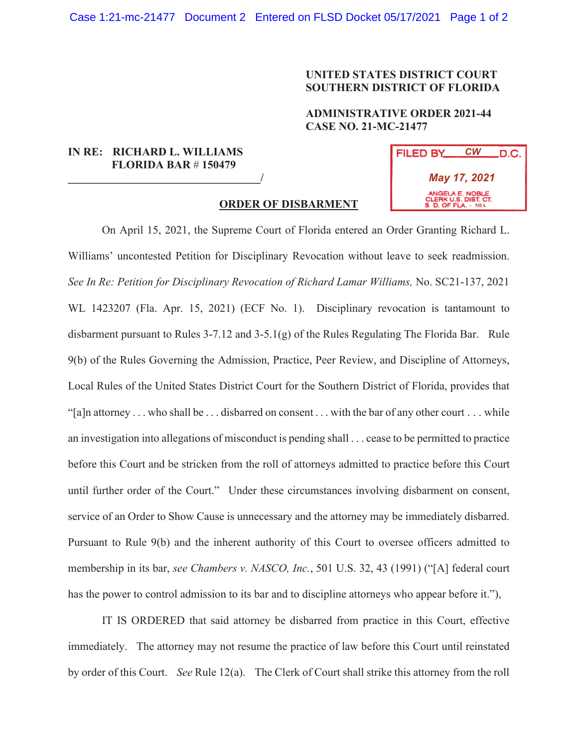**UNITED STATES DISTRICT COURT**
**SOUTHERN DISTRICT OF FLORIDA**

**ADMINISTRATIVE ORDER 2021-44**
**CASE NO. 21-MC-21477**

**IN RE: RICHARD L. WILLIAMS**
**FLORIDA BAR # 150479**
________________________________/

FILED BY CW D.C.
May 17, 2021
ANGELA E. NOBLE
CLERK U.S. DIST. CT.
S. D. OF FLA. - MIA

**ORDER OF DISBARMENT**

On April 15, 2021, the Supreme Court of Florida entered an Order Granting Richard L. Williams' uncontested Petition for Disciplinary Revocation without leave to seek readmission. *See In Re: Petition for Disciplinary Revocation of Richard Lamar Williams,* No. SC21-137, 2021 WL 1423207 (Fla. Apr. 15, 2021) (ECF No. 1). Disciplinary revocation is tantamount to disbarment pursuant to Rules 3-7.12 and 3-5.1(g) of the Rules Regulating The Florida Bar. Rule 9(b) of the Rules Governing the Admission, Practice, Peer Review, and Discipline of Attorneys, Local Rules of the United States District Court for the Southern District of Florida, provides that "[a]n attorney . . . who shall be . . . disbarred on consent . . . with the bar of any other court . . . while an investigation into allegations of misconduct is pending shall . . . cease to be permitted to practice before this Court and be stricken from the roll of attorneys admitted to practice before this Court until further order of the Court." Under these circumstances involving disbarment on consent, service of an Order to Show Cause is unnecessary and the attorney may be immediately disbarred. Pursuant to Rule 9(b) and the inherent authority of this Court to oversee officers admitted to membership in its bar, *see Chambers v. NASCO, Inc.*, 501 U.S. 32, 43 (1991) ("[A] federal court has the power to control admission to its bar and to discipline attorneys who appear before it."),

IT IS ORDERED that said attorney be disbarred from practice in this Court, effective immediately. The attorney may not resume the practice of law before this Court until reinstated by order of this Court. *See* Rule 12(a). The Clerk of Court shall strike this attorney from the roll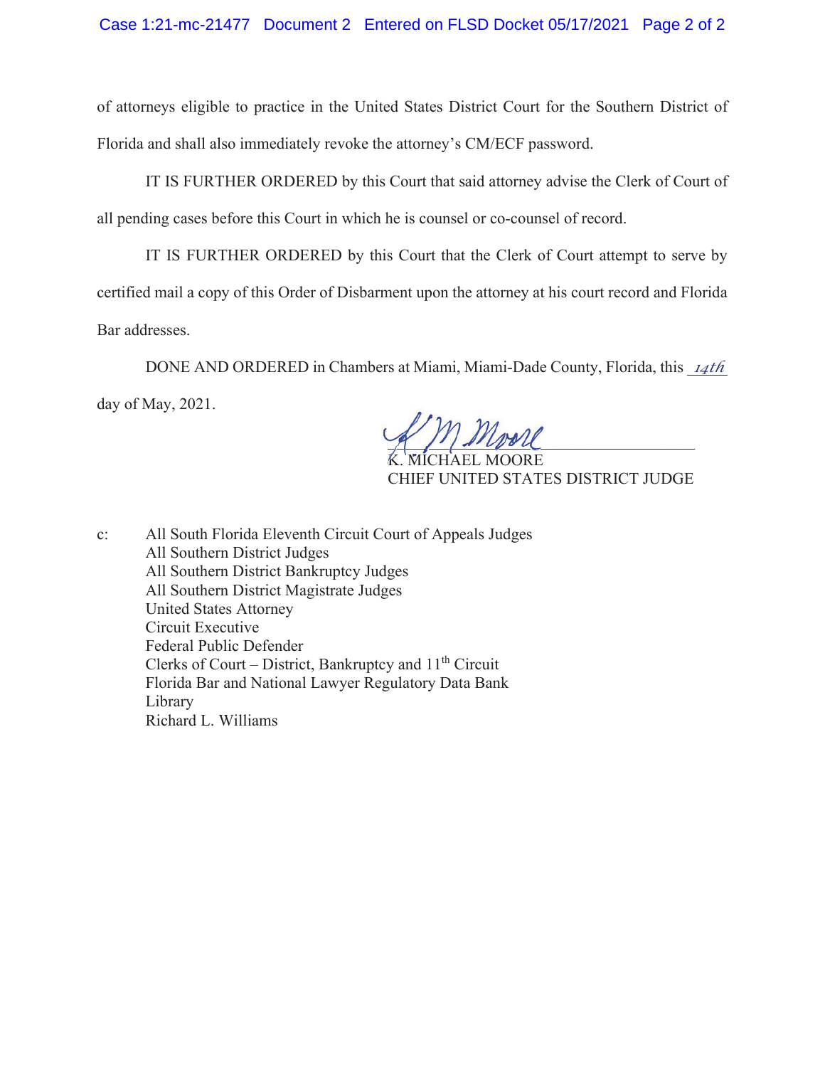of attorneys eligible to practice in the United States District Court for the Southern District of Florida and shall also immediately revoke the attorney's CM/ECF password.

IT IS FURTHER ORDERED by this Court that said attorney advise the Clerk of Court of all pending cases before this Court in which he is counsel or co-counsel of record.

IT IS FURTHER ORDERED by this Court that the Clerk of Court attempt to serve by certified mail a copy of this Order of Disbarment upon the attorney at his court record and Florida Bar addresses.

DONE AND ORDERED in Chambers at Miami, Miami-Dade County, Florida, this *14th* day of May, 2021.

K. MICHAEL MOORE
CHIEF UNITED STATES DISTRICT JUDGE

c: All South Florida Eleventh Circuit Court of Appeals Judges
All Southern District Judges
All Southern District Bankruptcy Judges
All Southern District Magistrate Judges
United States Attorney
Circuit Executive
Federal Public Defender
Clerks of Court – District, Bankruptcy and 11th Circuit
Florida Bar and National Lawyer Regulatory Data Bank
Library
Richard L. Williams